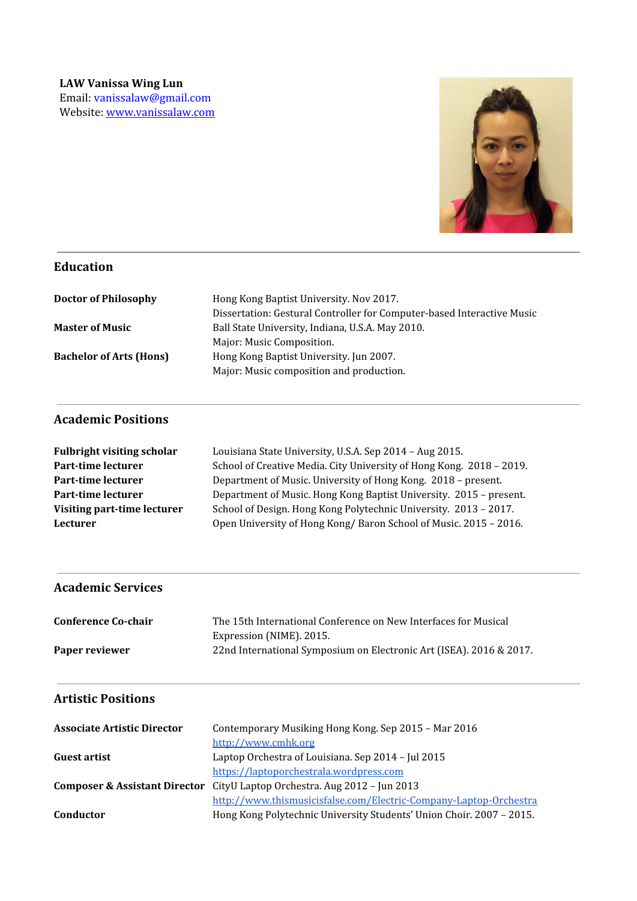**LAW Vanissa Wing Lun**
Email: vanissalaw@gmail.com
Website: [www.vanissalaw.com](http://www.vanissalaw.com)

## Education

| | |
|---|---|
| **Doctor of Philosophy** | Hong Kong Baptist University. Nov 2017.<br>Dissertation: Gestural Controller for Computer-based Interactive Music |
| **Master of Music** | Ball State University, Indiana, U.S.A. May 2010.<br>Major: Music Composition. |
| **Bachelor of Arts (Hons)** | Hong Kong Baptist University. Jun 2007.<br>Major: Music composition and production. |

## Academic Positions

| | |
|---|---|
| **Fulbright visiting scholar** | Louisiana State University, U.S.A. Sep 2014 – Aug 2015. |
| **Part-time lecturer** | School of Creative Media. City University of Hong Kong. 2018 – 2019. |
| **Part-time lecturer** | Department of Music. University of Hong Kong. 2018 – present. |
| **Part-time lecturer** | Department of Music. Hong Kong Baptist University. 2015 – present. |
| **Visiting part-time lecturer** | School of Design. Hong Kong Polytechnic University. 2013 – 2017. |
| **Lecturer** | Open University of Hong Kong/ Baron School of Music. 2015 – 2016. |

## Academic Services

| | |
|---|---|
| **Conference Co-chair** | The 15th International Conference on New Interfaces for Musical Expression (NIME). 2015. |
| **Paper reviewer** | 22nd International Symposium on Electronic Art (ISEA). 2016 & 2017. |

## Artistic Positions

| | |
|---|---|
| **Associate Artistic Director** | Contemporary Musiking Hong Kong. Sep 2015 – Mar 2016<br>[http://www.cmhk.org](http://www.cmhk.org) |
| **Guest artist** | Laptop Orchestra of Louisiana. Sep 2014 – Jul 2015<br>[https://laptoporchestrala.wordpress.com](https://laptoporchestrala.wordpress.com) |
| **Composer & Assistant Director** | CityU Laptop Orchestra. Aug 2012 – Jun 2013<br>[http://www.thismusicisfalse.com/Electric-Company-Laptop-Orchestra](http://www.thismusicisfalse.com/Electric-Company-Laptop-Orchestra) |
| **Conductor** | Hong Kong Polytechnic University Students' Union Choir. 2007 – 2015. |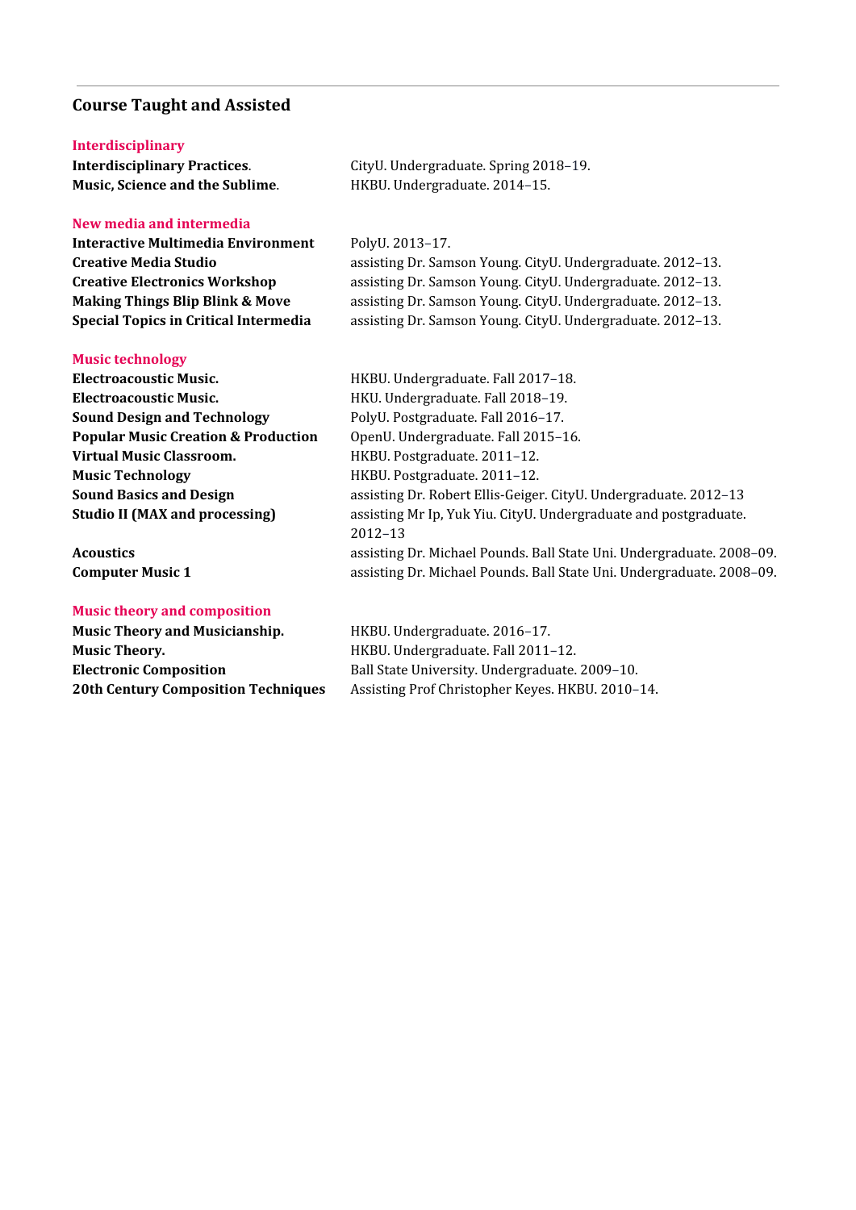## Course Taught and Assisted

### Interdisciplinary

**Interdisciplinary Practices**. CityU. Undergraduate. Spring 2018–19.
**Music, Science and the Sublime**. HKBU. Undergraduate. 2014–15.

### New media and intermedia

**Interactive Multimedia Environment** PolyU. 2013–17.
**Creative Media Studio** assisting Dr. Samson Young. CityU. Undergraduate. 2012–13.
**Creative Electronics Workshop** assisting Dr. Samson Young. CityU. Undergraduate. 2012–13.
**Making Things Blip Blink & Move** assisting Dr. Samson Young. CityU. Undergraduate. 2012–13.
**Special Topics in Critical Intermedia** assisting Dr. Samson Young. CityU. Undergraduate. 2012–13.

### Music technology

**Electroacoustic Music.** HKBU. Undergraduate. Fall 2017–18.
**Electroacoustic Music.** HKU. Undergraduate. Fall 2018–19.
**Sound Design and Technology** PolyU. Postgraduate. Fall 2016–17.
**Popular Music Creation & Production** OpenU. Undergraduate. Fall 2015–16.
**Virtual Music Classroom.** HKBU. Postgraduate. 2011–12.
**Music Technology** HKBU. Postgraduate. 2011–12.
**Sound Basics and Design** assisting Dr. Robert Ellis-Geiger. CityU. Undergraduate. 2012–13
**Studio II (MAX and processing)** assisting Mr Ip, Yuk Yiu. CityU. Undergraduate and postgraduate. 2012–13

**Acoustics** assisting Dr. Michael Pounds. Ball State Uni. Undergraduate. 2008–09.
**Computer Music 1** assisting Dr. Michael Pounds. Ball State Uni. Undergraduate. 2008–09.

### Music theory and composition

**Music Theory and Musicianship.** HKBU. Undergraduate. 2016–17.
**Music Theory.** HKBU. Undergraduate. Fall 2011–12.
**Electronic Composition** Ball State University. Undergraduate. 2009–10.
**20th Century Composition Techniques** Assisting Prof Christopher Keyes. HKBU. 2010–14.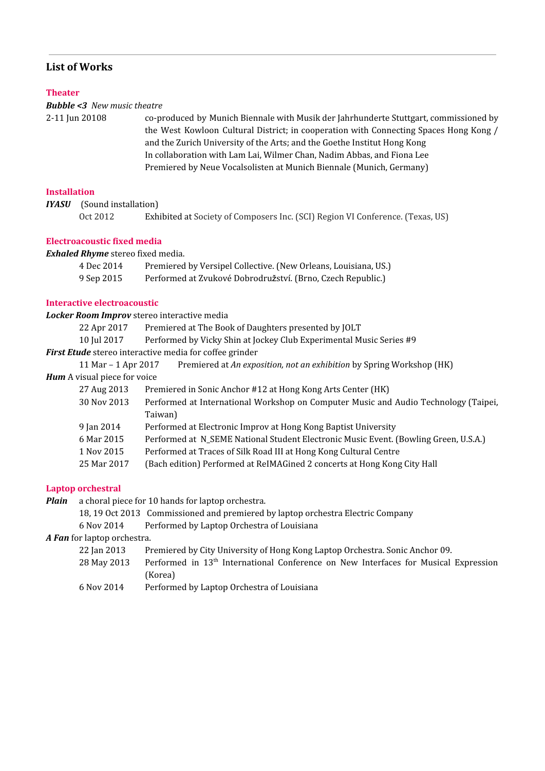## List of Works

### Theater

***Bubble <3*** *New music theatre*

2-11 Jun 20108 — co-produced by Munich Biennale with Musik der Jahrhunderte Stuttgart, commissioned by the West Kowloon Cultural District; in cooperation with Connecting Spaces Hong Kong / and the Zurich University of the Arts; and the Goethe Institut Hong Kong
In collaboration with Lam Lai, Wilmer Chan, Nadim Abbas, and Fiona Lee
Premiered by Neue Vocalsolisten at Munich Biennale (Munich, Germany)

### Installation

***IYASU*** (Sound installation)

Oct 2012 — Exhibited at Society of Composers Inc. (SCI) Region VI Conference. (Texas, US)

### Electroacoustic fixed media

***Exhaled Rhyme*** stereo fixed media.

4 Dec 2014 — Premiered by Versipel Collective. (New Orleans, Louisiana, US.)
9 Sep 2015 — Performed at Zvukové Dobrodružství. (Brno, Czech Republic.)

### Interactive electroacoustic

***Locker Room Improv*** stereo interactive media

22 Apr 2017 — Premiered at The Book of Daughters presented by JOLT
10 Jul 2017 — Performed by Vicky Shin at Jockey Club Experimental Music Series #9

***First Etude*** stereo interactive media for coffee grinder

11 Mar – 1 Apr 2017 — Premiered at *An exposition, not an exhibition* by Spring Workshop (HK)

***Hum*** A visual piece for voice

27 Aug 2013 — Premiered in Sonic Anchor #12 at Hong Kong Arts Center (HK)
30 Nov 2013 — Performed at International Workshop on Computer Music and Audio Technology (Taipei, Taiwan)
9 Jan 2014 — Performed at Electronic Improv at Hong Kong Baptist University
6 Mar 2015 — Performed at N_SEME National Student Electronic Music Event. (Bowling Green, U.S.A.)
1 Nov 2015 — Performed at Traces of Silk Road III at Hong Kong Cultural Centre
25 Mar 2017 — (Bach edition) Performed at ReIMAGined 2 concerts at Hong Kong City Hall

### Laptop orchestral

***Plain*** a choral piece for 10 hands for laptop orchestra.

18, 19 Oct 2013 — Commissioned and premiered by laptop orchestra Electric Company
6 Nov 2014 — Performed by Laptop Orchestra of Louisiana

***A Fan*** for laptop orchestra.

22 Jan 2013 — Premiered by City University of Hong Kong Laptop Orchestra. Sonic Anchor 09.
28 May 2013 — Performed in 13th International Conference on New Interfaces for Musical Expression (Korea)
6 Nov 2014 — Performed by Laptop Orchestra of Louisiana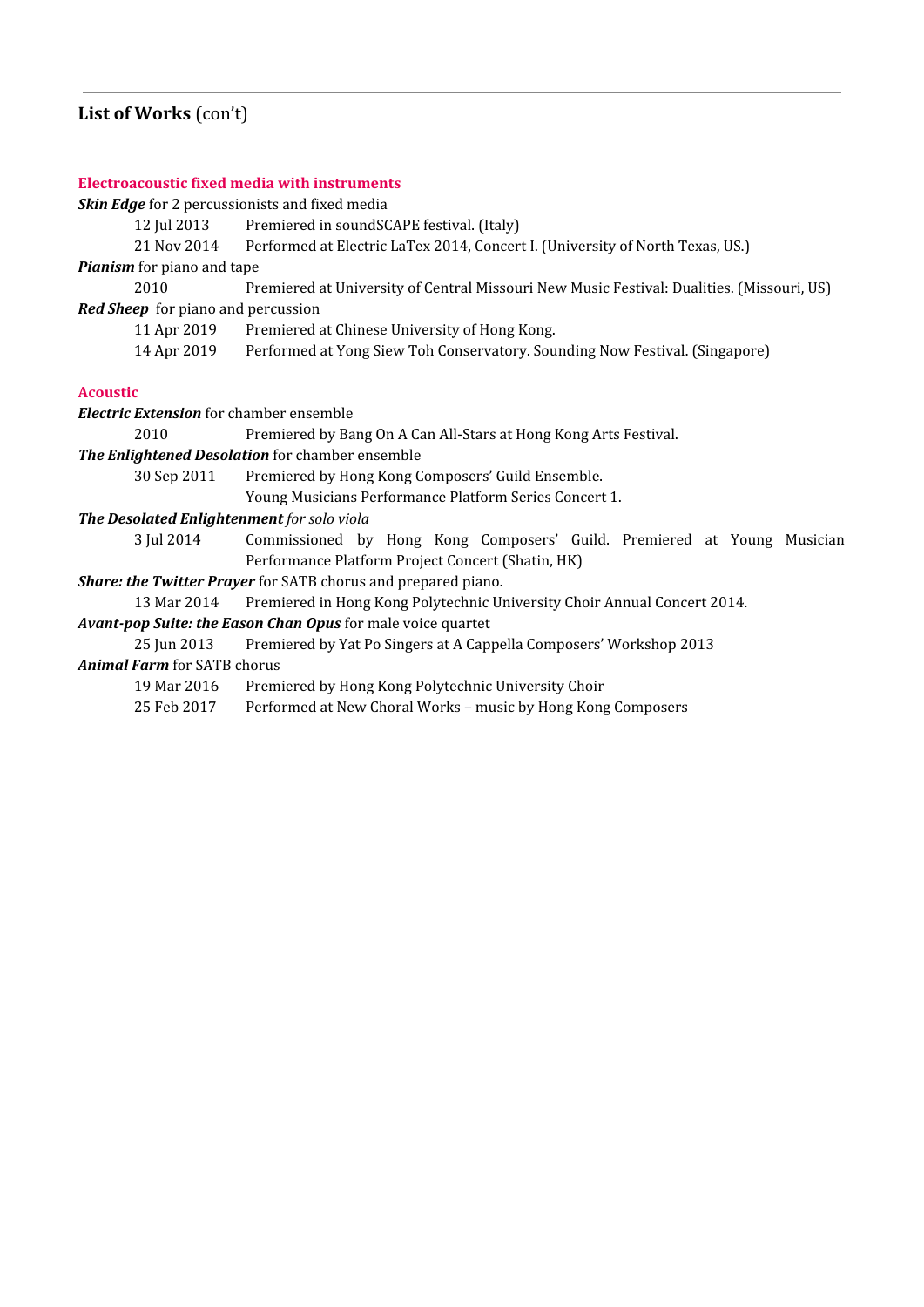## **List of Works** (con't)

### Electroacoustic fixed media with instruments

***Skin Edge*** for 2 percussionists and fixed media

- 12 Jul 2013 — Premiered in soundSCAPE festival. (Italy)
- 21 Nov 2014 — Performed at Electric LaTex 2014, Concert I. (University of North Texas, US.)

***Pianism*** for piano and tape

- 2010 — Premiered at University of Central Missouri New Music Festival: Dualities. (Missouri, US)

***Red Sheep*** for piano and percussion

- 11 Apr 2019 — Premiered at Chinese University of Hong Kong.
- 14 Apr 2019 — Performed at Yong Siew Toh Conservatory. Sounding Now Festival. (Singapore)

### Acoustic

***Electric Extension*** for chamber ensemble

- 2010 — Premiered by Bang On A Can All-Stars at Hong Kong Arts Festival.

***The Enlightened Desolation*** for chamber ensemble

- 30 Sep 2011 — Premiered by Hong Kong Composers' Guild Ensemble. Young Musicians Performance Platform Series Concert 1.

***The Desolated Enlightenment*** *for solo viola*

- 3 Jul 2014 — Commissioned by Hong Kong Composers' Guild. Premiered at Young Musician Performance Platform Project Concert (Shatin, HK)

***Share: the Twitter Prayer*** for SATB chorus and prepared piano.

- 13 Mar 2014 — Premiered in Hong Kong Polytechnic University Choir Annual Concert 2014.

***Avant-pop Suite: the Eason Chan Opus*** for male voice quartet

- 25 Jun 2013 — Premiered by Yat Po Singers at A Cappella Composers' Workshop 2013

***Animal Farm*** for SATB chorus

- 19 Mar 2016 — Premiered by Hong Kong Polytechnic University Choir
- 25 Feb 2017 — Performed at New Choral Works – music by Hong Kong Composers